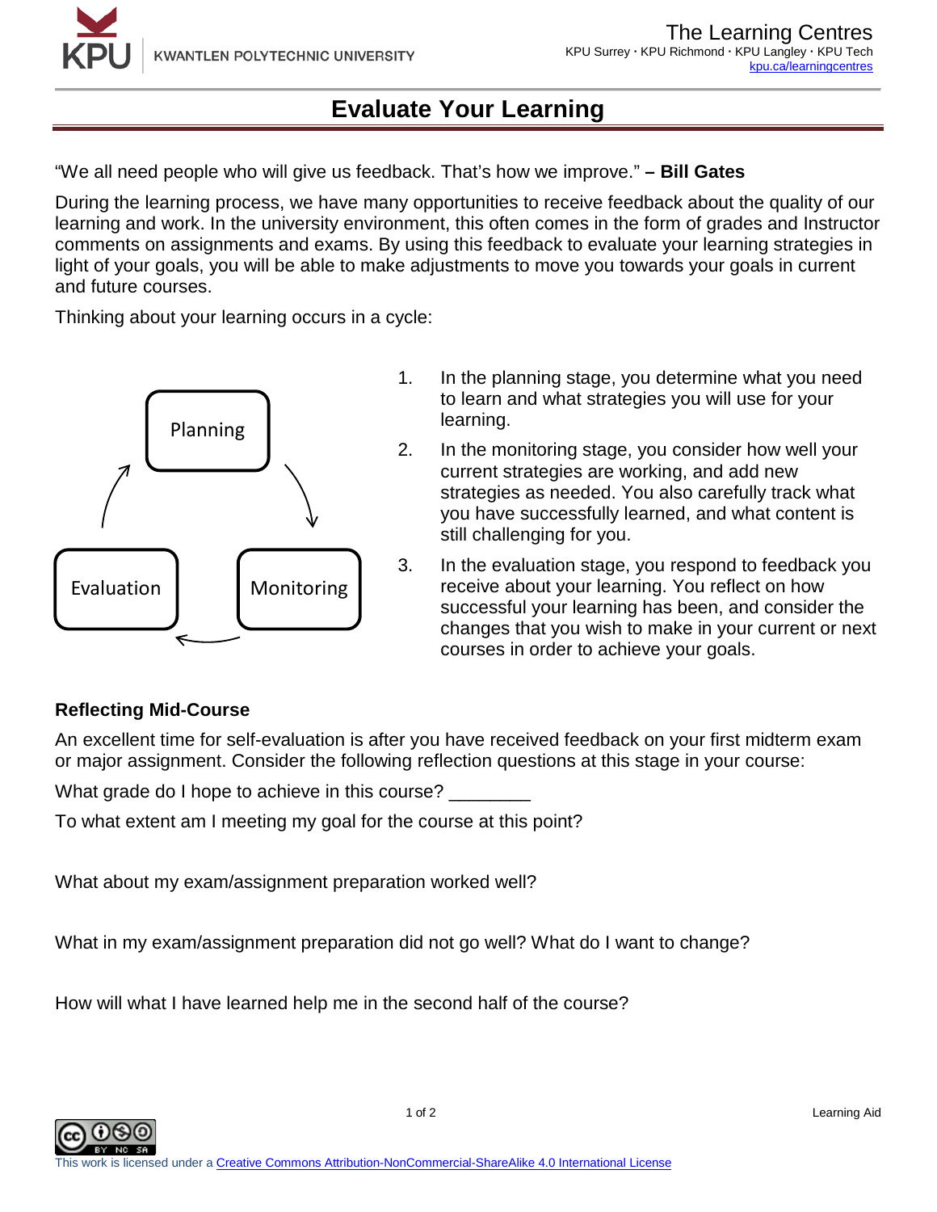# Evaluate Your Learning

"We all need people who will give us feedback. That's how we improve." **– Bill Gates**

During the learning process, we have many opportunities to receive feedback about the quality of our learning and work. In the university environment, this often comes in the form of grades and Instructor comments on assignments and exams. By using this feedback to evaluate your learning strategies in light of your goals, you will be able to make adjustments to move you towards your goals in current and future courses.

Thinking about your learning occurs in a cycle:

Planning → Monitoring → Evaluation → Planning

1. In the planning stage, you determine what you need to learn and what strategies you will use for your learning.
2. In the monitoring stage, you consider how well your current strategies are working, and add new strategies as needed. You also carefully track what you have successfully learned, and what content is still challenging for you.
3. In the evaluation stage, you respond to feedback you receive about your learning. You reflect on how successful your learning has been, and consider the changes that you wish to make in your current or next courses in order to achieve your goals.

### Reflecting Mid-Course

An excellent time for self-evaluation is after you have received feedback on your first midterm exam or major assignment. Consider the following reflection questions at this stage in your course:

What grade do I hope to achieve in this course? ________

To what extent am I meeting my goal for the course at this point?

What about my exam/assignment preparation worked well?

What in my exam/assignment preparation did not go well? What do I want to change?

How will what I have learned help me in the second half of the course?

This work is licensed under a Creative Commons Attribution-NonCommercial-ShareAlike 4.0 International License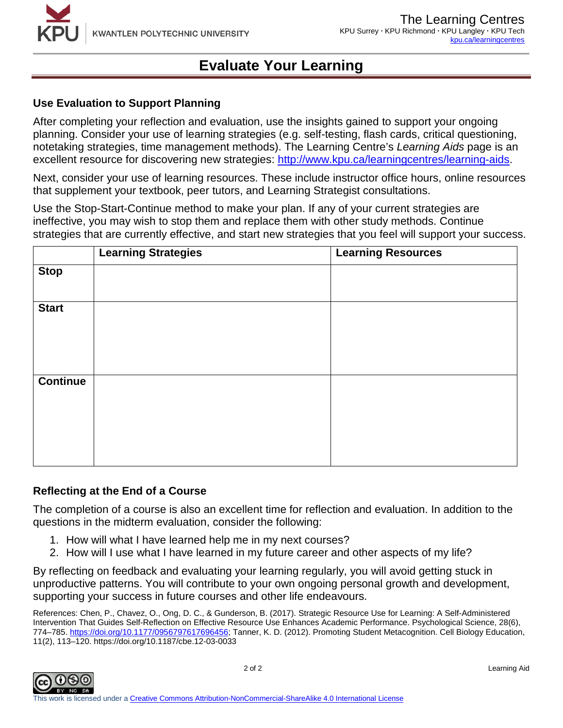# Evaluate Your Learning

## Use Evaluation to Support Planning

After completing your reflection and evaluation, use the insights gained to support your ongoing planning. Consider your use of learning strategies (e.g. self-testing, flash cards, critical questioning, notetaking strategies, time management methods). The Learning Centre's *Learning Aids* page is an excellent resource for discovering new strategies: [http://www.kpu.ca/learningcentres/learning-aids](http://www.kpu.ca/learningcentres/learning-aids).

Next, consider your use of learning resources. These include instructor office hours, online resources that supplement your textbook, peer tutors, and Learning Strategist consultations.

Use the Stop-Start-Continue method to make your plan. If any of your current strategies are ineffective, you may wish to stop them and replace them with other study methods. Continue strategies that are currently effective, and start new strategies that you feel will support your success.

| | **Learning Strategies** | **Learning Resources** |
|---|---|---|
| **Stop** | | |
| **Start** | | |
| **Continue** | | |

## Reflecting at the End of a Course

The completion of a course is also an excellent time for reflection and evaluation. In addition to the questions in the midterm evaluation, consider the following:

1. How will what I have learned help me in my next courses?
2. How will I use what I have learned in my future career and other aspects of my life?

By reflecting on feedback and evaluating your learning regularly, you will avoid getting stuck in unproductive patterns. You will contribute to your own ongoing personal growth and development, supporting your success in future courses and other life endeavours.

References: Chen, P., Chavez, O., Ong, D. C., & Gunderson, B. (2017). Strategic Resource Use for Learning: A Self-Administered Intervention That Guides Self-Reflection on Effective Resource Use Enhances Academic Performance. Psychological Science, 28(6), 774–785. [https://doi.org/10.1177/0956797617696456](https://doi.org/10.1177/0956797617696456); Tanner, K. D. (2012). Promoting Student Metacognition. Cell Biology Education, 11(2), 113–120. https://doi.org/10.1187/cbe.12-03-0033

This work is licensed under a [Creative Commons Attribution-NonCommercial-ShareAlike 4.0 International License](https://creativecommons.org/licenses/by-nc-sa/4.0/)